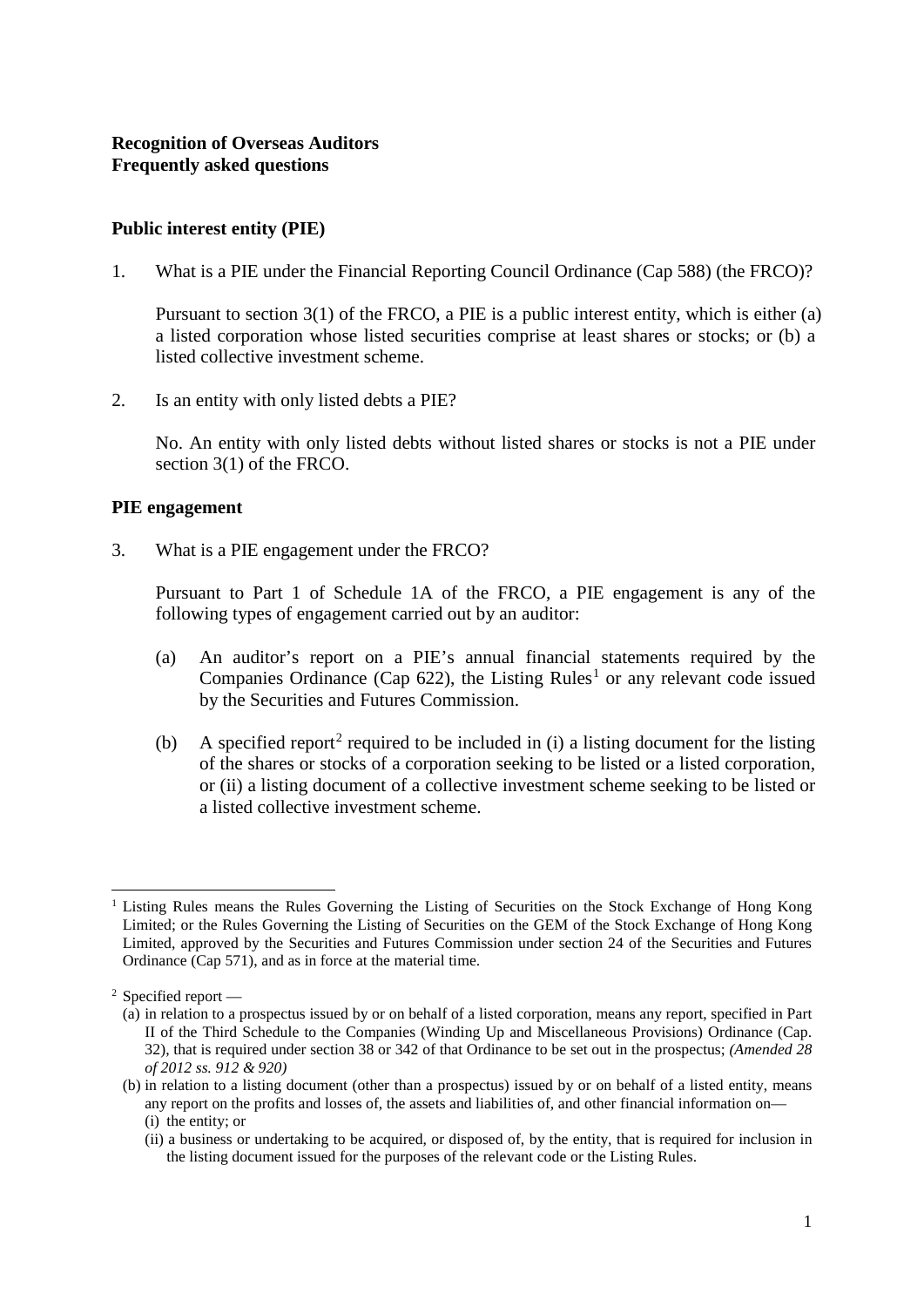**Recognition of Overseas Auditors**
**Frequently asked questions**

## Public interest entity (PIE)

1. What is a PIE under the Financial Reporting Council Ordinance (Cap 588) (the FRCO)?

   Pursuant to section 3(1) of the FRCO, a PIE is a public interest entity, which is either (a) a listed corporation whose listed securities comprise at least shares or stocks; or (b) a listed collective investment scheme.

2. Is an entity with only listed debts a PIE?

   No. An entity with only listed debts without listed shares or stocks is not a PIE under section 3(1) of the FRCO.

## PIE engagement

3. What is a PIE engagement under the FRCO?

   Pursuant to Part 1 of Schedule 1A of the FRCO, a PIE engagement is any of the following types of engagement carried out by an auditor:

   (a) An auditor's report on a PIE's annual financial statements required by the Companies Ordinance (Cap 622), the Listing Rules[1] or any relevant code issued by the Securities and Futures Commission.

   (b) A specified report[2] required to be included in (i) a listing document for the listing of the shares or stocks of a corporation seeking to be listed or a listed corporation, or (ii) a listing document of a collective investment scheme seeking to be listed or a listed collective investment scheme.

---

[1] Listing Rules means the Rules Governing the Listing of Securities on the Stock Exchange of Hong Kong Limited; or the Rules Governing the Listing of Securities on the GEM of the Stock Exchange of Hong Kong Limited, approved by the Securities and Futures Commission under section 24 of the Securities and Futures Ordinance (Cap 571), and as in force at the material time.

[2] Specified report —

(a) in relation to a prospectus issued by or on behalf of a listed corporation, means any report, specified in Part II of the Third Schedule to the Companies (Winding Up and Miscellaneous Provisions) Ordinance (Cap. 32), that is required under section 38 or 342 of that Ordinance to be set out in the prospectus; *(Amended 28 of 2012 ss. 912 & 920)*

(b) in relation to a listing document (other than a prospectus) issued by or on behalf of a listed entity, means any report on the profits and losses of, the assets and liabilities of, and other financial information on—

(i) the entity; or

(ii) a business or undertaking to be acquired, or disposed of, by the entity, that is required for inclusion in the listing document issued for the purposes of the relevant code or the Listing Rules.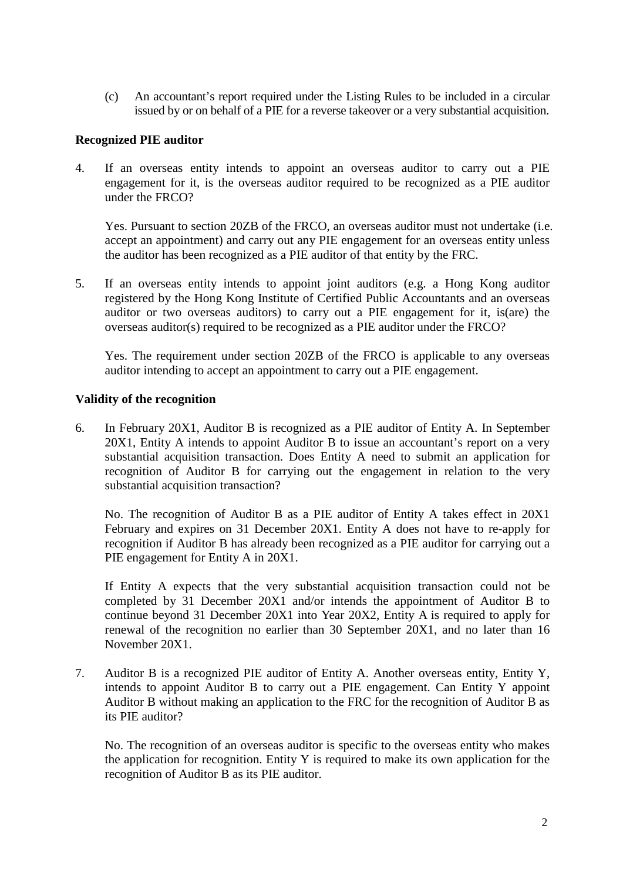(c) An accountant's report required under the Listing Rules to be included in a circular issued by or on behalf of a PIE for a reverse takeover or a very substantial acquisition.

**Recognized PIE auditor**

4. If an overseas entity intends to appoint an overseas auditor to carry out a PIE engagement for it, is the overseas auditor required to be recognized as a PIE auditor under the FRCO?

   Yes. Pursuant to section 20ZB of the FRCO, an overseas auditor must not undertake (i.e. accept an appointment) and carry out any PIE engagement for an overseas entity unless the auditor has been recognized as a PIE auditor of that entity by the FRC.

5. If an overseas entity intends to appoint joint auditors (e.g. a Hong Kong auditor registered by the Hong Kong Institute of Certified Public Accountants and an overseas auditor or two overseas auditors) to carry out a PIE engagement for it, is(are) the overseas auditor(s) required to be recognized as a PIE auditor under the FRCO?

   Yes. The requirement under section 20ZB of the FRCO is applicable to any overseas auditor intending to accept an appointment to carry out a PIE engagement.

**Validity of the recognition**

6. In February 20X1, Auditor B is recognized as a PIE auditor of Entity A. In September 20X1, Entity A intends to appoint Auditor B to issue an accountant's report on a very substantial acquisition transaction. Does Entity A need to submit an application for recognition of Auditor B for carrying out the engagement in relation to the very substantial acquisition transaction?

   No. The recognition of Auditor B as a PIE auditor of Entity A takes effect in 20X1 February and expires on 31 December 20X1. Entity A does not have to re-apply for recognition if Auditor B has already been recognized as a PIE auditor for carrying out a PIE engagement for Entity A in 20X1.

   If Entity A expects that the very substantial acquisition transaction could not be completed by 31 December 20X1 and/or intends the appointment of Auditor B to continue beyond 31 December 20X1 into Year 20X2, Entity A is required to apply for renewal of the recognition no earlier than 30 September 20X1, and no later than 16 November 20X1.

7. Auditor B is a recognized PIE auditor of Entity A. Another overseas entity, Entity Y, intends to appoint Auditor B to carry out a PIE engagement. Can Entity Y appoint Auditor B without making an application to the FRC for the recognition of Auditor B as its PIE auditor?

   No. The recognition of an overseas auditor is specific to the overseas entity who makes the application for recognition. Entity Y is required to make its own application for the recognition of Auditor B as its PIE auditor.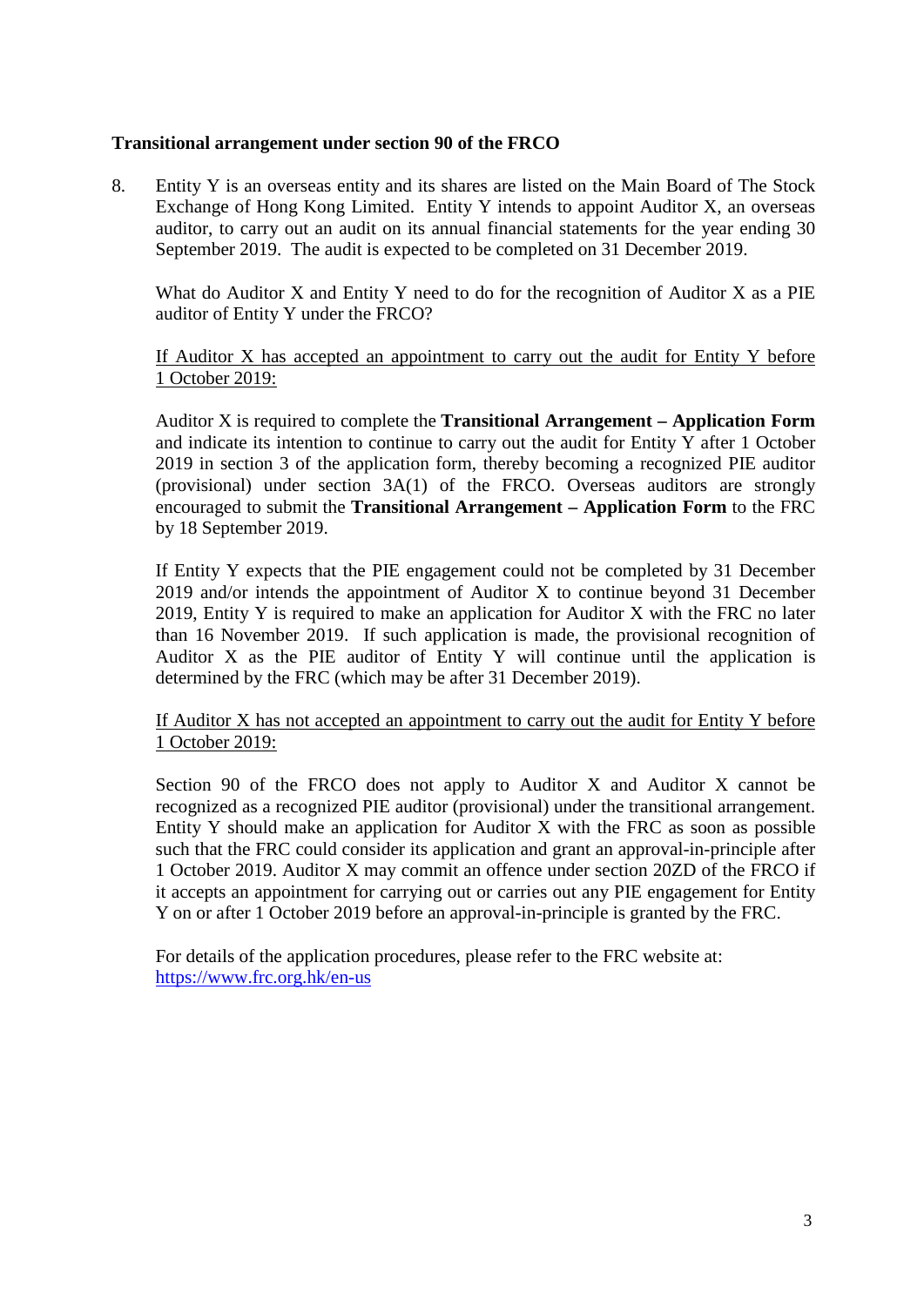**Transitional arrangement under section 90 of the FRCO**

8. Entity Y is an overseas entity and its shares are listed on the Main Board of The Stock Exchange of Hong Kong Limited. Entity Y intends to appoint Auditor X, an overseas auditor, to carry out an audit on its annual financial statements for the year ending 30 September 2019. The audit is expected to be completed on 31 December 2019.

   What do Auditor X and Entity Y need to do for the recognition of Auditor X as a PIE auditor of Entity Y under the FRCO?

   <u>If Auditor X has accepted an appointment to carry out the audit for Entity Y before 1 October 2019:</u>

   Auditor X is required to complete the **Transitional Arrangement – Application Form** and indicate its intention to continue to carry out the audit for Entity Y after 1 October 2019 in section 3 of the application form, thereby becoming a recognized PIE auditor (provisional) under section 3A(1) of the FRCO. Overseas auditors are strongly encouraged to submit the **Transitional Arrangement – Application Form** to the FRC by 18 September 2019.

   If Entity Y expects that the PIE engagement could not be completed by 31 December 2019 and/or intends the appointment of Auditor X to continue beyond 31 December 2019, Entity Y is required to make an application for Auditor X with the FRC no later than 16 November 2019. If such application is made, the provisional recognition of Auditor X as the PIE auditor of Entity Y will continue until the application is determined by the FRC (which may be after 31 December 2019).

   <u>If Auditor X has not accepted an appointment to carry out the audit for Entity Y before 1 October 2019:</u>

   Section 90 of the FRCO does not apply to Auditor X and Auditor X cannot be recognized as a recognized PIE auditor (provisional) under the transitional arrangement. Entity Y should make an application for Auditor X with the FRC as soon as possible such that the FRC could consider its application and grant an approval-in-principle after 1 October 2019. Auditor X may commit an offence under section 20ZD of the FRCO if it accepts an appointment for carrying out or carries out any PIE engagement for Entity Y on or after 1 October 2019 before an approval-in-principle is granted by the FRC.

   For details of the application procedures, please refer to the FRC website at: [https://www.frc.org.hk/en-us](https://www.frc.org.hk/en-us)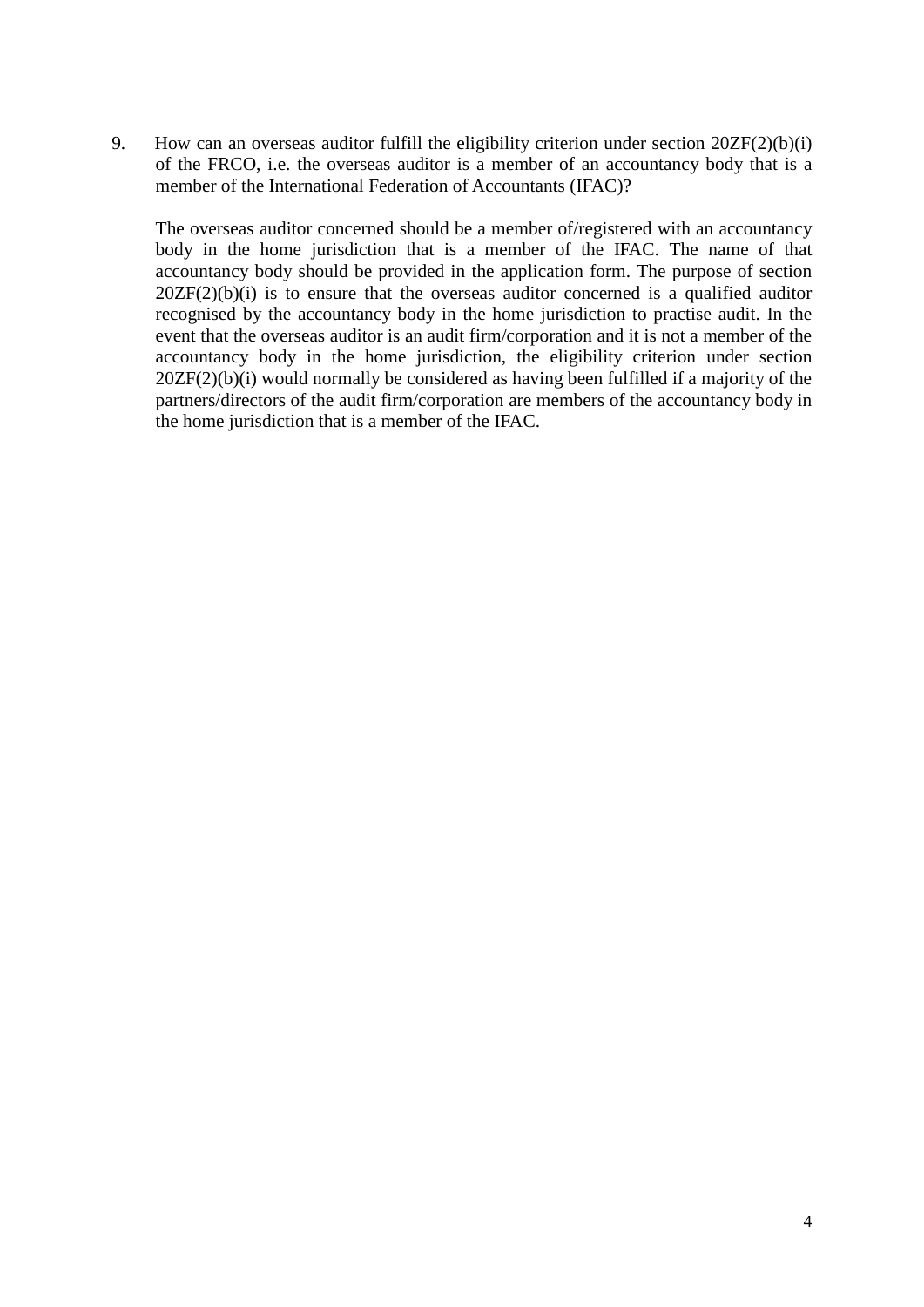9. How can an overseas auditor fulfill the eligibility criterion under section 20ZF(2)(b)(i) of the FRCO, i.e. the overseas auditor is a member of an accountancy body that is a member of the International Federation of Accountants (IFAC)?

   The overseas auditor concerned should be a member of/registered with an accountancy body in the home jurisdiction that is a member of the IFAC. The name of that accountancy body should be provided in the application form. The purpose of section 20ZF(2)(b)(i) is to ensure that the overseas auditor concerned is a qualified auditor recognised by the accountancy body in the home jurisdiction to practise audit. In the event that the overseas auditor is an audit firm/corporation and it is not a member of the accountancy body in the home jurisdiction, the eligibility criterion under section 20ZF(2)(b)(i) would normally be considered as having been fulfilled if a majority of the partners/directors of the audit firm/corporation are members of the accountancy body in the home jurisdiction that is a member of the IFAC.